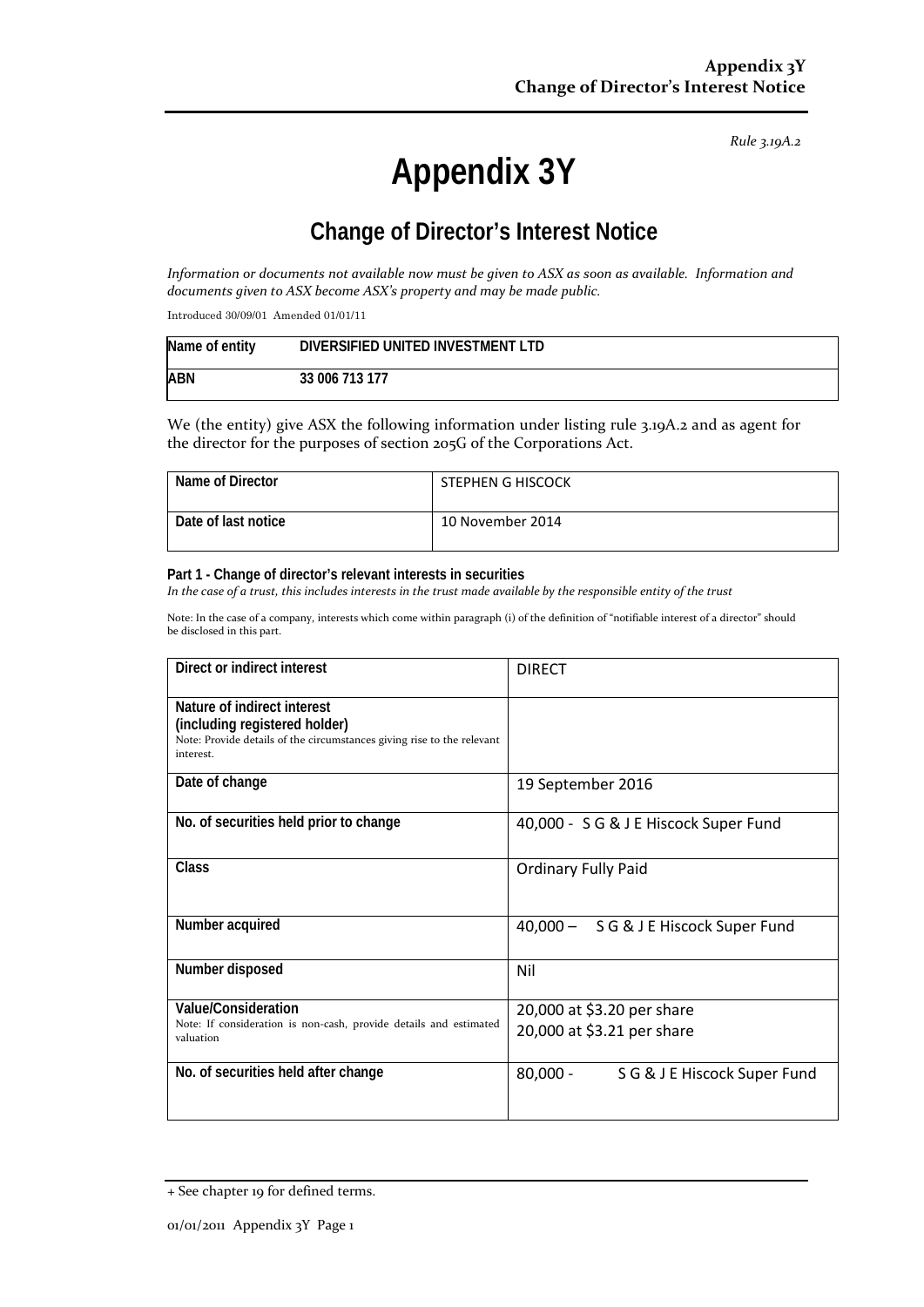*Rule 3.19A.2*

# Appendix 3Y

## Change of Director's Interest Notice

*Information or documents not available now must be given to ASX as soon as available. Information and documents given to ASX become ASX's property and may be made public.*

Introduced 30/09/01 Amended 01/01/11

| Name of entity | DIVERSIFIED UNITED INVESTMENT LTD |
|---|---|
| ABN | 33 006 713 177 |

We (the entity) give ASX the following information under listing rule 3.19A.2 and as agent for the director for the purposes of section 205G of the Corporations Act.

| Name of Director | STEPHEN G HISCOCK |
|---|---|
| Date of last notice | 10 November 2014 |

**Part 1 - Change of director's relevant interests in securities**
*In the case of a trust, this includes interests in the trust made available by the responsible entity of the trust*

Note: In the case of a company, interests which come within paragraph (i) of the definition of "notifiable interest of a director" should be disclosed in this part.

| Direct or indirect interest | DIRECT |
|---|---|
| **Nature of indirect interest (including registered holder)**<br>Note: Provide details of the circumstances giving rise to the relevant interest. | |
| **Date of change** | 19 September 2016 |
| **No. of securities held prior to change** | 40,000 - S G & J E Hiscock Super Fund |
| **Class** | Ordinary Fully Paid |
| **Number acquired** | 40,000 – S G & J E Hiscock Super Fund |
| **Number disposed** | Nil |
| **Value/Consideration**<br>Note: If consideration is non-cash, provide details and estimated valuation | 20,000 at $3.20 per share<br>20,000 at $3.21 per share |
| **No. of securities held after change** | 80,000 - S G & J E Hiscock Super Fund |

+ See chapter 19 for defined terms.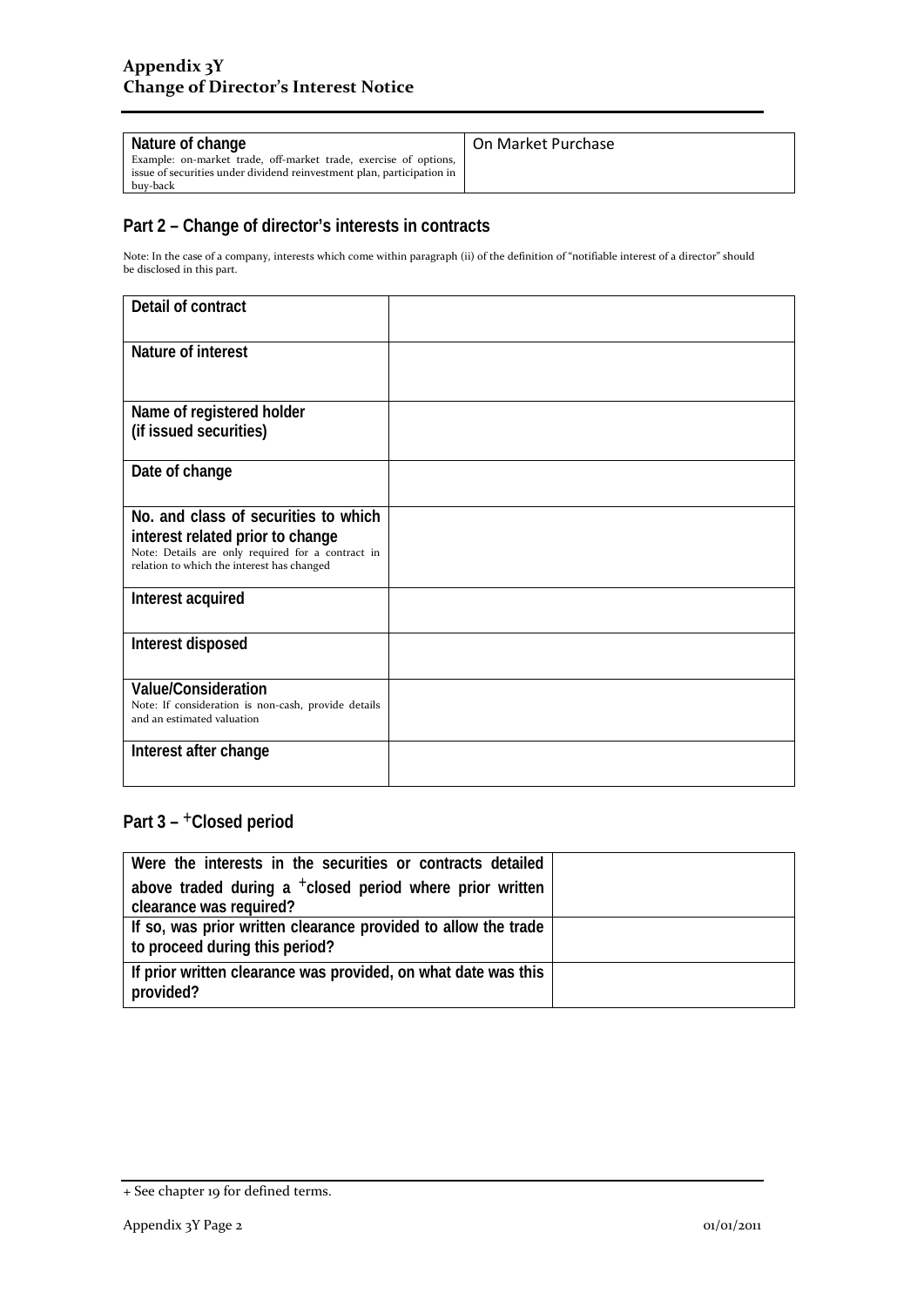# Appendix 3Y
## Change of Director's Interest Notice

| | |
|---|---|
| **Nature of change**<br>Example: on-market trade, off-market trade, exercise of options, issue of securities under dividend reinvestment plan, participation in buy-back | On Market Purchase |

## Part 2 – Change of director's interests in contracts

Note: In the case of a company, interests which come within paragraph (ii) of the definition of "notifiable interest of a director" should be disclosed in this part.

| | |
|---|---|
| **Detail of contract** | |
| **Nature of interest** | |
| **Name of registered holder (if issued securities)** | |
| **Date of change** | |
| **No. and class of securities to which interest related prior to change**<br>Note: Details are only required for a contract in relation to which the interest has changed | |
| **Interest acquired** | |
| **Interest disposed** | |
| **Value/Consideration**<br>Note: If consideration is non-cash, provide details and an estimated valuation | |
| **Interest after change** | |

## Part 3 – +Closed period

| | |
|---|---|
| **Were the interests in the securities or contracts detailed above traded during a +closed period where prior written clearance was required?** | |
| **If so, was prior written clearance provided to allow the trade to proceed during this period?** | |
| **If prior written clearance was provided, on what date was this provided?** | |

+ See chapter 19 for defined terms.